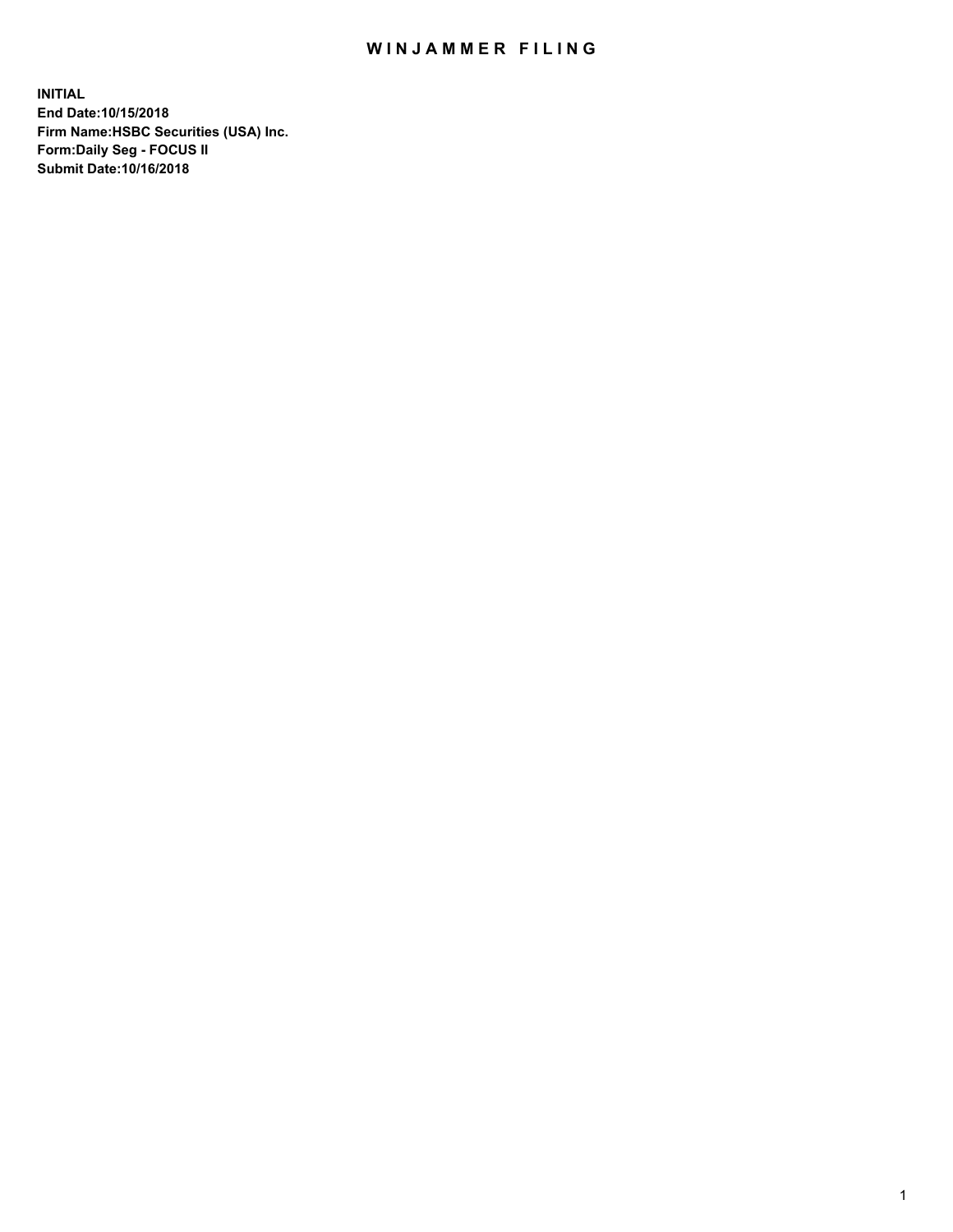# WINJAMMER FILING

**INITIAL**
**End Date:10/15/2018**
**Firm Name:HSBC Securities (USA) Inc.**
**Form:Daily Seg - FOCUS II**
**Submit Date:10/16/2018**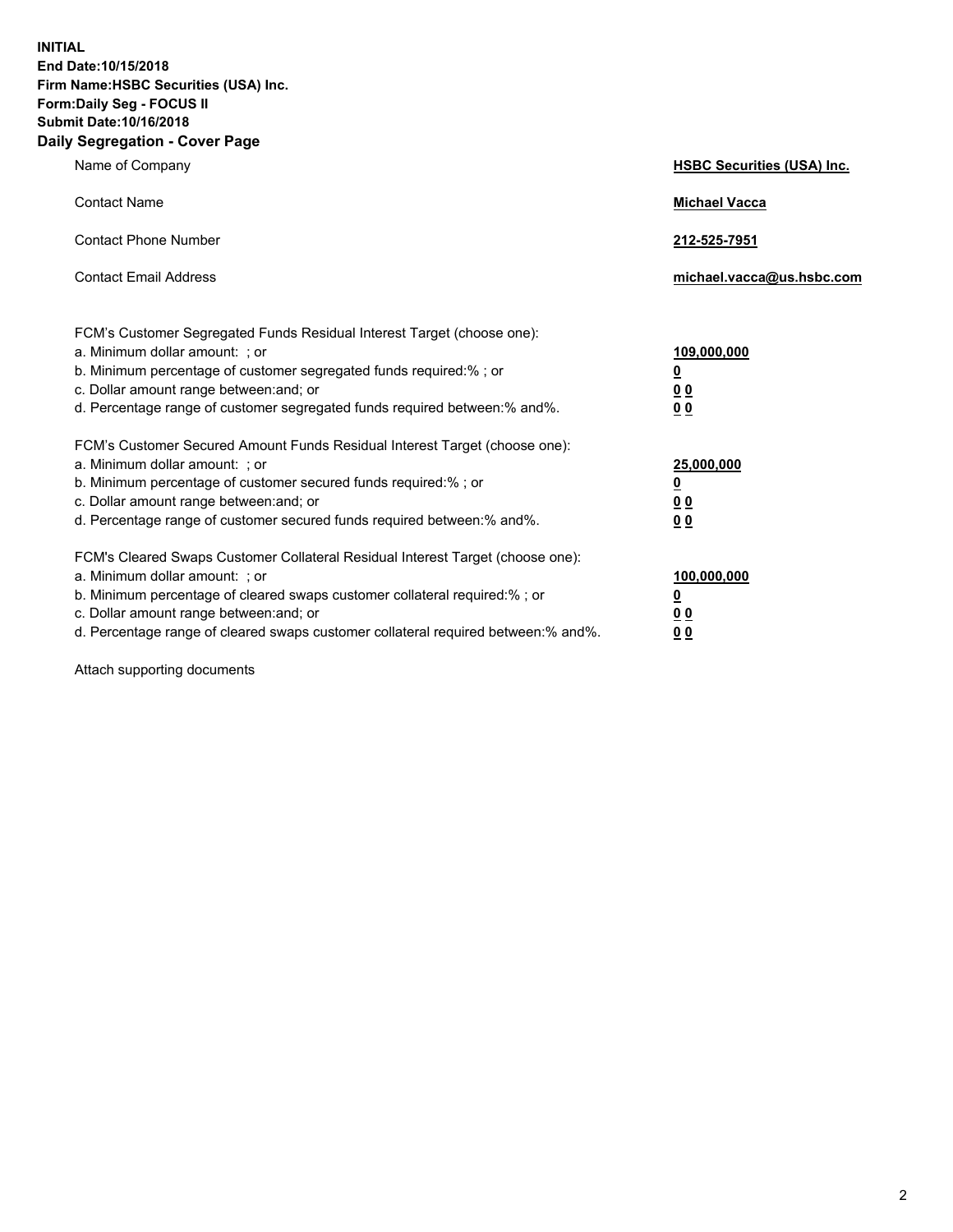**INITIAL**
**End Date:10/15/2018**
**Firm Name:HSBC Securities (USA) Inc.**
**Form:Daily Seg - FOCUS II**
**Submit Date:10/16/2018**

## Daily Segregation - Cover Page

| | |
|---|---|
| Name of Company | **HSBC Securities (USA) Inc.** |
| Contact Name | **Michael Vacca** |
| Contact Phone Number | **212-525-7951** |
| Contact Email Address | **michael.vacca@us.hsbc.com** |

| | |
|---|---|
| FCM's Customer Segregated Funds Residual Interest Target (choose one): | |
| a. Minimum dollar amount: ; or | **109,000,000** |
| b. Minimum percentage of customer segregated funds required:% ; or | **0** |
| c. Dollar amount range between:and; or | **0 0** |
| d. Percentage range of customer segregated funds required between:% and%. | **0 0** |
| FCM's Customer Secured Amount Funds Residual Interest Target (choose one): | |
| a. Minimum dollar amount: ; or | **25,000,000** |
| b. Minimum percentage of customer secured funds required:% ; or | **0** |
| c. Dollar amount range between:and; or | **0 0** |
| d. Percentage range of customer secured funds required between:% and%. | **0 0** |
| FCM's Cleared Swaps Customer Collateral Residual Interest Target (choose one): | |
| a. Minimum dollar amount: ; or | **100,000,000** |
| b. Minimum percentage of cleared swaps customer collateral required:% ; or | **0** |
| c. Dollar amount range between:and; or | **0 0** |
| d. Percentage range of cleared swaps customer collateral required between:% and%. | **0 0** |

Attach supporting documents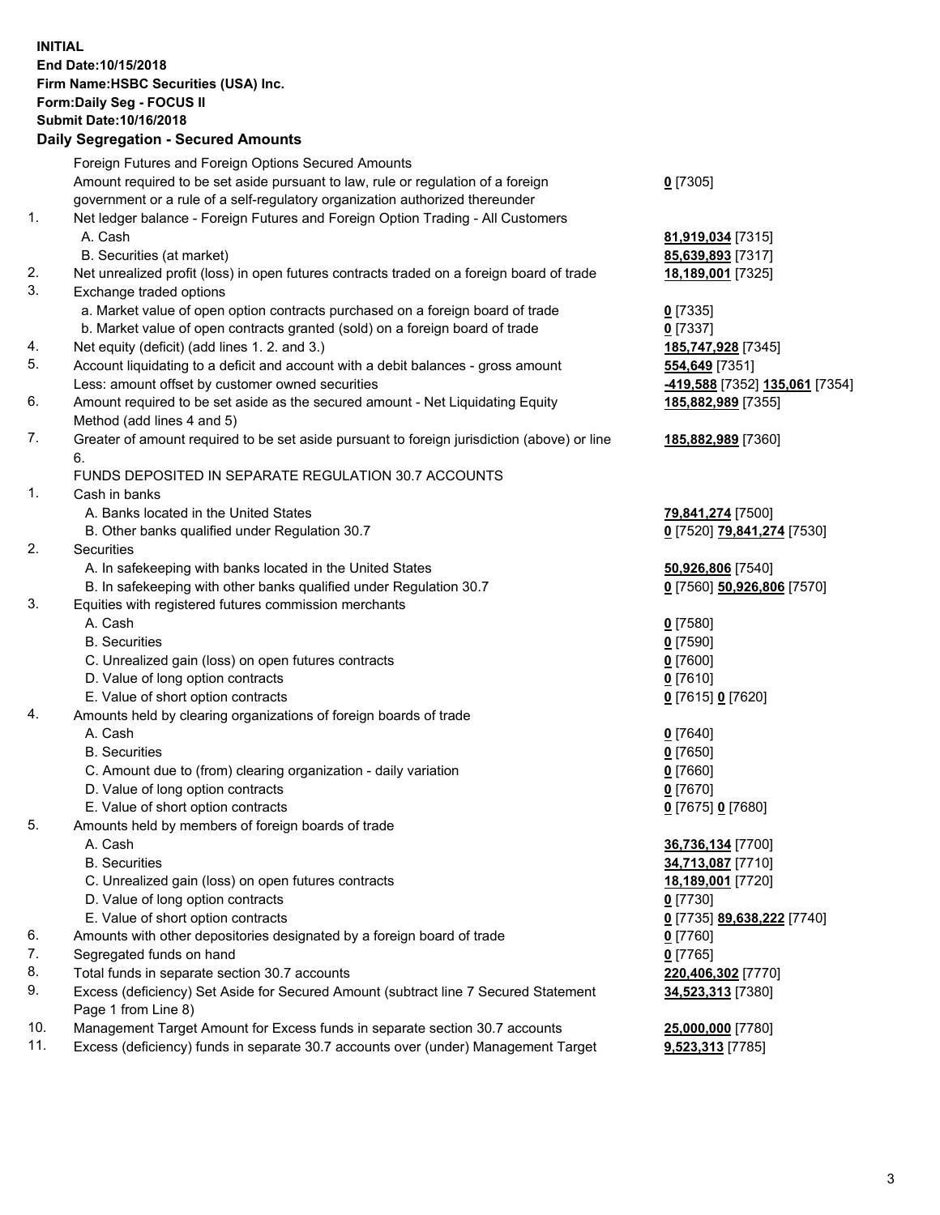**INITIAL**
**End Date:10/15/2018**
**Firm Name:HSBC Securities (USA) Inc.**
**Form:Daily Seg - FOCUS II**
**Submit Date:10/16/2018**

**Daily Segregation - Secured Amounts**

| | | |
|---|---|---|
| | Foreign Futures and Foreign Options Secured Amounts | |
| | Amount required to be set aside pursuant to law, rule or regulation of a foreign government or a rule of a self-regulatory organization authorized thereunder | **0** [7305] |
| 1. | Net ledger balance - Foreign Futures and Foreign Option Trading - All Customers | |
| | A. Cash | **81,919,034** [7315] |
| | B. Securities (at market) | **85,639,893** [7317] |
| 2. | Net unrealized profit (loss) in open futures contracts traded on a foreign board of trade | **18,189,001** [7325] |
| 3. | Exchange traded options | |
| | a. Market value of open option contracts purchased on a foreign board of trade | **0** [7335] |
| | b. Market value of open contracts granted (sold) on a foreign board of trade | **0** [7337] |
| 4. | Net equity (deficit) (add lines 1. 2. and 3.) | **185,747,928** [7345] |
| 5. | Account liquidating to a deficit and account with a debit balances - gross amount | **554,649** [7351] |
| | Less: amount offset by customer owned securities | **-419,588** [7352] **135,061** [7354] |
| 6. | Amount required to be set aside as the secured amount - Net Liquidating Equity Method (add lines 4 and 5) | **185,882,989** [7355] |
| 7. | Greater of amount required to be set aside pursuant to foreign jurisdiction (above) or line 6. | **185,882,989** [7360] |
| | FUNDS DEPOSITED IN SEPARATE REGULATION 30.7 ACCOUNTS | |
| 1. | Cash in banks | |
| | A. Banks located in the United States | **79,841,274** [7500] |
| | B. Other banks qualified under Regulation 30.7 | **0** [7520] **79,841,274** [7530] |
| 2. | Securities | |
| | A. In safekeeping with banks located in the United States | **50,926,806** [7540] |
| | B. In safekeeping with other banks qualified under Regulation 30.7 | **0** [7560] **50,926,806** [7570] |
| 3. | Equities with registered futures commission merchants | |
| | A. Cash | **0** [7580] |
| | B. Securities | **0** [7590] |
| | C. Unrealized gain (loss) on open futures contracts | **0** [7600] |
| | D. Value of long option contracts | **0** [7610] |
| | E. Value of short option contracts | **0** [7615] **0** [7620] |
| 4. | Amounts held by clearing organizations of foreign boards of trade | |
| | A. Cash | **0** [7640] |
| | B. Securities | **0** [7650] |
| | C. Amount due to (from) clearing organization - daily variation | **0** [7660] |
| | D. Value of long option contracts | **0** [7670] |
| | E. Value of short option contracts | **0** [7675] **0** [7680] |
| 5. | Amounts held by members of foreign boards of trade | |
| | A. Cash | **36,736,134** [7700] |
| | B. Securities | **34,713,087** [7710] |
| | C. Unrealized gain (loss) on open futures contracts | **18,189,001** [7720] |
| | D. Value of long option contracts | **0** [7730] |
| | E. Value of short option contracts | **0** [7735] **89,638,222** [7740] |
| 6. | Amounts with other depositories designated by a foreign board of trade | **0** [7760] |
| 7. | Segregated funds on hand | **0** [7765] |
| 8. | Total funds in separate section 30.7 accounts | **220,406,302** [7770] |
| 9. | Excess (deficiency) Set Aside for Secured Amount (subtract line 7 Secured Statement Page 1 from Line 8) | **34,523,313** [7380] |
| 10. | Management Target Amount for Excess funds in separate section 30.7 accounts | **25,000,000** [7780] |
| 11. | Excess (deficiency) funds in separate 30.7 accounts over (under) Management Target | **9,523,313** [7785] |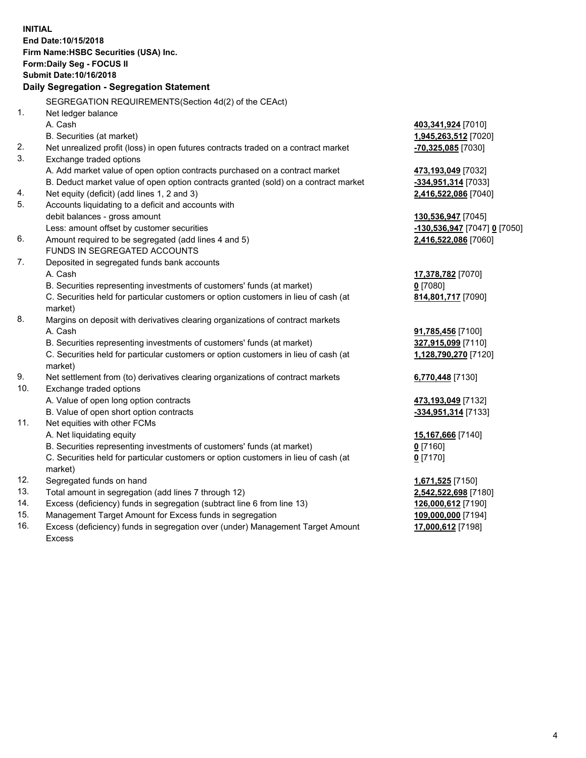**INITIAL**
**End Date:10/15/2018**
**Firm Name:HSBC Securities (USA) Inc.**
**Form:Daily Seg - FOCUS II**
**Submit Date:10/16/2018**

## Daily Segregation - Segregation Statement

SEGREGATION REQUIREMENTS(Section 4d(2) of the CEAct)

| | | |
|---|---|---|
| 1. | Net ledger balance | |
| | A. Cash | **403,341,924** [7010] |
| | B. Securities (at market) | **1,945,263,512** [7020] |
| 2. | Net unrealized profit (loss) in open futures contracts traded on a contract market | **-70,325,085** [7030] |
| 3. | Exchange traded options | |
| | A. Add market value of open option contracts purchased on a contract market | **473,193,049** [7032] |
| | B. Deduct market value of open option contracts granted (sold) on a contract market | **-334,951,314** [7033] |
| 4. | Net equity (deficit) (add lines 1, 2 and 3) | **2,416,522,086** [7040] |
| 5. | Accounts liquidating to a deficit and accounts with debit balances - gross amount | **130,536,947** [7045] |
| | Less: amount offset by customer securities | **-130,536,947** [7047] **0** [7050] |
| 6. | Amount required to be segregated (add lines 4 and 5) | **2,416,522,086** [7060] |
| | FUNDS IN SEGREGATED ACCOUNTS | |
| 7. | Deposited in segregated funds bank accounts | |
| | A. Cash | **17,378,782** [7070] |
| | B. Securities representing investments of customers' funds (at market) | **0** [7080] |
| | C. Securities held for particular customers or option customers in lieu of cash (at market) | **814,801,717** [7090] |
| 8. | Margins on deposit with derivatives clearing organizations of contract markets | |
| | A. Cash | **91,785,456** [7100] |
| | B. Securities representing investments of customers' funds (at market) | **327,915,099** [7110] |
| | C. Securities held for particular customers or option customers in lieu of cash (at market) | **1,128,790,270** [7120] |
| 9. | Net settlement from (to) derivatives clearing organizations of contract markets | **6,770,448** [7130] |
| 10. | Exchange traded options | |
| | A. Value of open long option contracts | **473,193,049** [7132] |
| | B. Value of open short option contracts | **-334,951,314** [7133] |
| 11. | Net equities with other FCMs | |
| | A. Net liquidating equity | **15,167,666** [7140] |
| | B. Securities representing investments of customers' funds (at market) | **0** [7160] |
| | C. Securities held for particular customers or option customers in lieu of cash (at market) | **0** [7170] |
| 12. | Segregated funds on hand | **1,671,525** [7150] |
| 13. | Total amount in segregation (add lines 7 through 12) | **2,542,522,698** [7180] |
| 14. | Excess (deficiency) funds in segregation (subtract line 6 from line 13) | **126,000,612** [7190] |
| 15. | Management Target Amount for Excess funds in segregation | **109,000,000** [7194] |
| 16. | Excess (deficiency) funds in segregation over (under) Management Target Amount Excess | **17,000,612** [7198] |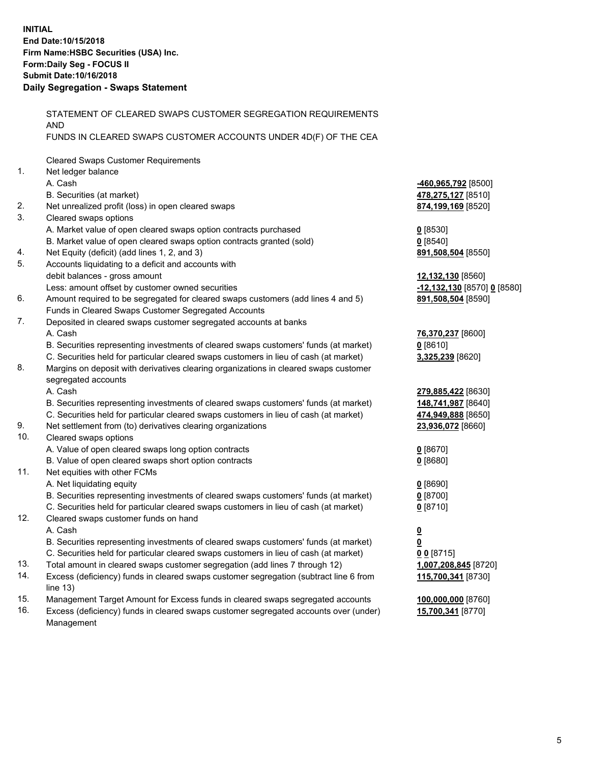**INITIAL**
**End Date:10/15/2018**
**Firm Name:HSBC Securities (USA) Inc.**
**Form:Daily Seg - FOCUS II**
**Submit Date:10/16/2018**
**Daily Segregation - Swaps Statement**

STATEMENT OF CLEARED SWAPS CUSTOMER SEGREGATION REQUIREMENTS AND FUNDS IN CLEARED SWAPS CUSTOMER ACCOUNTS UNDER 4D(F) OF THE CEA

| | | |
|---|---|---|
| | Cleared Swaps Customer Requirements | |
| 1. | Net ledger balance | |
| | A. Cash | **-460,965,792** [8500] |
| | B. Securities (at market) | **478,275,127** [8510] |
| 2. | Net unrealized profit (loss) in open cleared swaps | **874,199,169** [8520] |
| 3. | Cleared swaps options | |
| | A. Market value of open cleared swaps option contracts purchased | **0** [8530] |
| | B. Market value of open cleared swaps option contracts granted (sold) | **0** [8540] |
| 4. | Net Equity (deficit) (add lines 1, 2, and 3) | **891,508,504** [8550] |
| 5. | Accounts liquidating to a deficit and accounts with debit balances - gross amount | **12,132,130** [8560] |
| | Less: amount offset by customer owned securities | **-12,132,130** [8570] **0** [8580] |
| 6. | Amount required to be segregated for cleared swaps customers (add lines 4 and 5) | **891,508,504** [8590] |
| | Funds in Cleared Swaps Customer Segregated Accounts | |
| 7. | Deposited in cleared swaps customer segregated accounts at banks | |
| | A. Cash | **76,370,237** [8600] |
| | B. Securities representing investments of cleared swaps customers' funds (at market) | **0** [8610] |
| | C. Securities held for particular cleared swaps customers in lieu of cash (at market) | **3,325,239** [8620] |
| 8. | Margins on deposit with derivatives clearing organizations in cleared swaps customer segregated accounts | |
| | A. Cash | **279,885,422** [8630] |
| | B. Securities representing investments of cleared swaps customers' funds (at market) | **148,741,987** [8640] |
| | C. Securities held for particular cleared swaps customers in lieu of cash (at market) | **474,949,888** [8650] |
| 9. | Net settlement from (to) derivatives clearing organizations | **23,936,072** [8660] |
| 10. | Cleared swaps options | |
| | A. Value of open cleared swaps long option contracts | **0** [8670] |
| | B. Value of open cleared swaps short option contracts | **0** [8680] |
| 11. | Net equities with other FCMs | |
| | A. Net liquidating equity | **0** [8690] |
| | B. Securities representing investments of cleared swaps customers' funds (at market) | **0** [8700] |
| | C. Securities held for particular cleared swaps customers in lieu of cash (at market) | **0** [8710] |
| 12. | Cleared swaps customer funds on hand | |
| | A. Cash | **0** |
| | B. Securities representing investments of cleared swaps customers' funds (at market) | **0** |
| | C. Securities held for particular cleared swaps customers in lieu of cash (at market) | **0** **0** [8715] |
| 13. | Total amount in cleared swaps customer segregation (add lines 7 through 12) | **1,007,208,845** [8720] |
| 14. | Excess (deficiency) funds in cleared swaps customer segregation (subtract line 6 from line 13) | **115,700,341** [8730] |
| 15. | Management Target Amount for Excess funds in cleared swaps segregated accounts | **100,000,000** [8760] |
| 16. | Excess (deficiency) funds in cleared swaps customer segregated accounts over (under) Management | **15,700,341** [8770] |